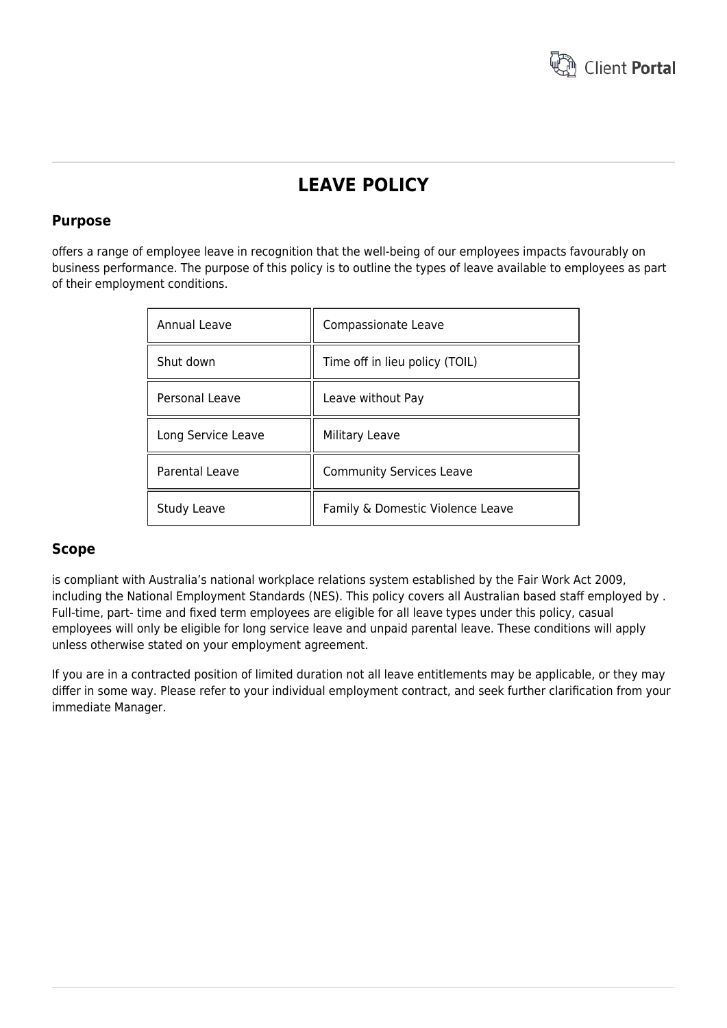# LEAVE POLICY

## Purpose

offers a range of employee leave in recognition that the well-being of our employees impacts favourably on business performance. The purpose of this policy is to outline the types of leave available to employees as part of their employment conditions.

| Annual Leave | Compassionate Leave |
| --- | --- |
| Shut down | Time off in lieu policy (TOIL) |
| Personal Leave | Leave without Pay |
| Long Service Leave | Military Leave |
| Parental Leave | Community Services Leave |
| Study Leave | Family & Domestic Violence Leave |

## Scope

is compliant with Australia's national workplace relations system established by the Fair Work Act 2009, including the National Employment Standards (NES). This policy covers all Australian based staff employed by . Full-time, part- time and fixed term employees are eligible for all leave types under this policy, casual employees will only be eligible for long service leave and unpaid parental leave. These conditions will apply unless otherwise stated on your employment agreement.

If you are in a contracted position of limited duration not all leave entitlements may be applicable, or they may differ in some way. Please refer to your individual employment contract, and seek further clarification from your immediate Manager.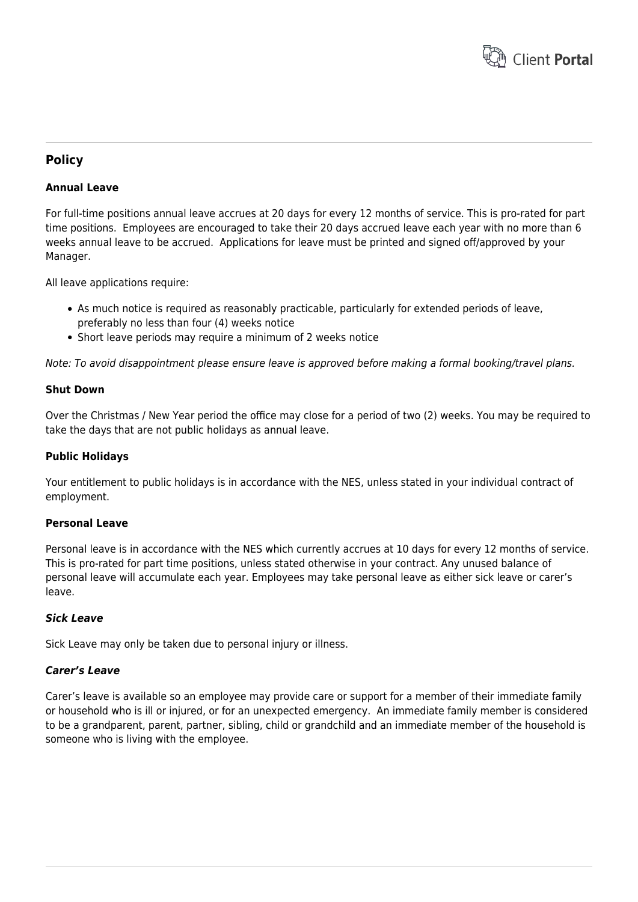## Policy

### Annual Leave

For full-time positions annual leave accrues at 20 days for every 12 months of service. This is pro-rated for part time positions. Employees are encouraged to take their 20 days accrued leave each year with no more than 6 weeks annual leave to be accrued. Applications for leave must be printed and signed off/approved by your Manager.

All leave applications require:

- As much notice is required as reasonably practicable, particularly for extended periods of leave, preferably no less than four (4) weeks notice
- Short leave periods may require a minimum of 2 weeks notice

*Note: To avoid disappointment please ensure leave is approved before making a formal booking/travel plans.*

### Shut Down

Over the Christmas / New Year period the office may close for a period of two (2) weeks. You may be required to take the days that are not public holidays as annual leave.

### Public Holidays

Your entitlement to public holidays is in accordance with the NES, unless stated in your individual contract of employment.

### Personal Leave

Personal leave is in accordance with the NES which currently accrues at 10 days for every 12 months of service. This is pro-rated for part time positions, unless stated otherwise in your contract. Any unused balance of personal leave will accumulate each year. Employees may take personal leave as either sick leave or carer's leave.

#### *Sick Leave*

Sick Leave may only be taken due to personal injury or illness.

#### *Carer's Leave*

Carer's leave is available so an employee may provide care or support for a member of their immediate family or household who is ill or injured, or for an unexpected emergency. An immediate family member is considered to be a grandparent, parent, partner, sibling, child or grandchild and an immediate member of the household is someone who is living with the employee.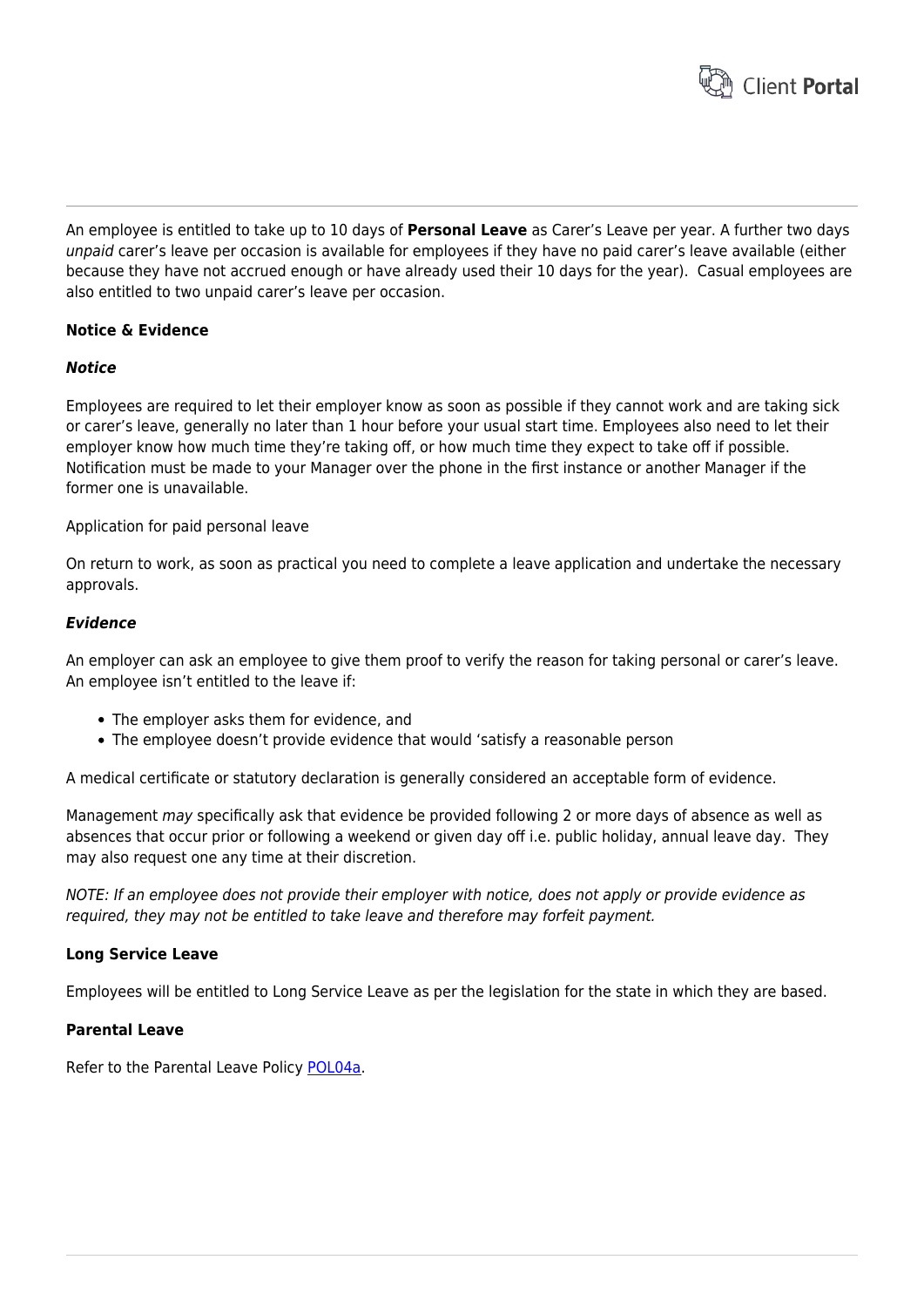An employee is entitled to take up to 10 days of **Personal Leave** as Carer's Leave per year. A further two days *unpaid* carer's leave per occasion is available for employees if they have no paid carer's leave available (either because they have not accrued enough or have already used their 10 days for the year). Casual employees are also entitled to two unpaid carer's leave per occasion.

**Notice & Evidence**

***Notice***

Employees are required to let their employer know as soon as possible if they cannot work and are taking sick or carer's leave, generally no later than 1 hour before your usual start time. Employees also need to let their employer know how much time they're taking off, or how much time they expect to take off if possible. Notification must be made to your Manager over the phone in the first instance or another Manager if the former one is unavailable.

Application for paid personal leave

On return to work, as soon as practical you need to complete a leave application and undertake the necessary approvals.

***Evidence***

An employer can ask an employee to give them proof to verify the reason for taking personal or carer's leave. An employee isn't entitled to the leave if:

- The employer asks them for evidence, and
- The employee doesn't provide evidence that would 'satisfy a reasonable person

A medical certificate or statutory declaration is generally considered an acceptable form of evidence.

Management *may* specifically ask that evidence be provided following 2 or more days of absence as well as absences that occur prior or following a weekend or given day off i.e. public holiday, annual leave day. They may also request one any time at their discretion.

*NOTE: If an employee does not provide their employer with notice, does not apply or provide evidence as required, they may not be entitled to take leave and therefore may forfeit payment.*

**Long Service Leave**

Employees will be entitled to Long Service Leave as per the legislation for the state in which they are based.

**Parental Leave**

Refer to the Parental Leave Policy POL04a.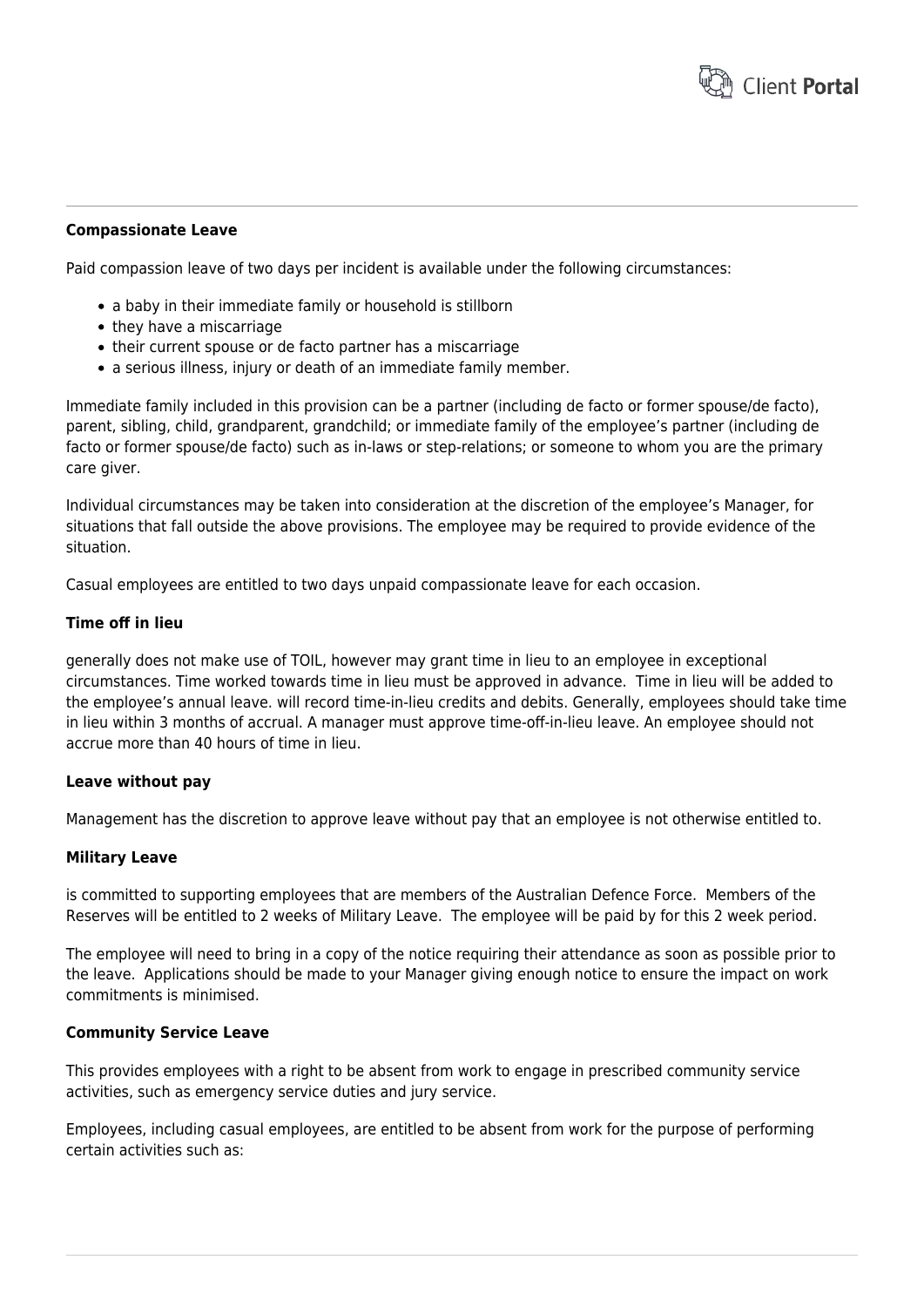**Compassionate Leave**

Paid compassion leave of two days per incident is available under the following circumstances:

- a baby in their immediate family or household is stillborn
- they have a miscarriage
- their current spouse or de facto partner has a miscarriage
- a serious illness, injury or death of an immediate family member.

Immediate family included in this provision can be a partner (including de facto or former spouse/de facto), parent, sibling, child, grandparent, grandchild; or immediate family of the employee's partner (including de facto or former spouse/de facto) such as in-laws or step-relations; or someone to whom you are the primary care giver.

Individual circumstances may be taken into consideration at the discretion of the employee's Manager, for situations that fall outside the above provisions. The employee may be required to provide evidence of the situation.

Casual employees are entitled to two days unpaid compassionate leave for each occasion.

**Time off in lieu**

generally does not make use of TOIL, however may grant time in lieu to an employee in exceptional circumstances. Time worked towards time in lieu must be approved in advance. Time in lieu will be added to the employee's annual leave. will record time-in-lieu credits and debits. Generally, employees should take time in lieu within 3 months of accrual. A manager must approve time-off-in-lieu leave. An employee should not accrue more than 40 hours of time in lieu.

**Leave without pay**

Management has the discretion to approve leave without pay that an employee is not otherwise entitled to.

**Military Leave**

is committed to supporting employees that are members of the Australian Defence Force. Members of the Reserves will be entitled to 2 weeks of Military Leave. The employee will be paid by for this 2 week period.

The employee will need to bring in a copy of the notice requiring their attendance as soon as possible prior to the leave. Applications should be made to your Manager giving enough notice to ensure the impact on work commitments is minimised.

**Community Service Leave**

This provides employees with a right to be absent from work to engage in prescribed community service activities, such as emergency service duties and jury service.

Employees, including casual employees, are entitled to be absent from work for the purpose of performing certain activities such as: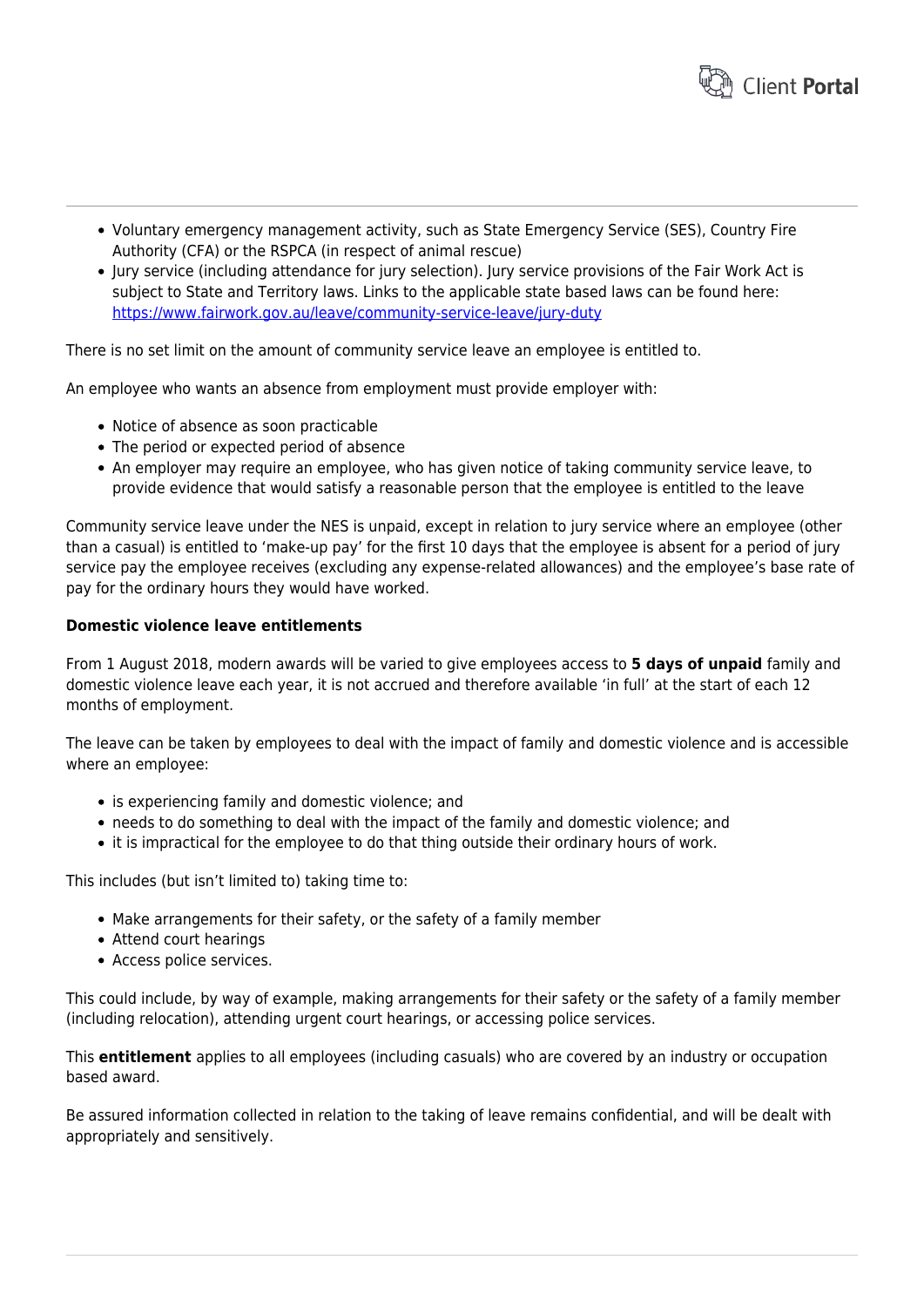- Voluntary emergency management activity, such as State Emergency Service (SES), Country Fire Authority (CFA) or the RSPCA (in respect of animal rescue)
- Jury service (including attendance for jury selection). Jury service provisions of the Fair Work Act is subject to State and Territory laws. Links to the applicable state based laws can be found here: [https://www.fairwork.gov.au/leave/community-service-leave/jury-duty](https://www.fairwork.gov.au/leave/community-service-leave/jury-duty)

There is no set limit on the amount of community service leave an employee is entitled to.

An employee who wants an absence from employment must provide employer with:

- Notice of absence as soon practicable
- The period or expected period of absence
- An employer may require an employee, who has given notice of taking community service leave, to provide evidence that would satisfy a reasonable person that the employee is entitled to the leave

Community service leave under the NES is unpaid, except in relation to jury service where an employee (other than a casual) is entitled to 'make-up pay' for the first 10 days that the employee is absent for a period of jury service pay the employee receives (excluding any expense-related allowances) and the employee's base rate of pay for the ordinary hours they would have worked.

**Domestic violence leave entitlements**

From 1 August 2018, modern awards will be varied to give employees access to **5 days of unpaid** family and domestic violence leave each year, it is not accrued and therefore available 'in full' at the start of each 12 months of employment.

The leave can be taken by employees to deal with the impact of family and domestic violence and is accessible where an employee:

- is experiencing family and domestic violence; and
- needs to do something to deal with the impact of the family and domestic violence; and
- it is impractical for the employee to do that thing outside their ordinary hours of work.

This includes (but isn't limited to) taking time to:

- Make arrangements for their safety, or the safety of a family member
- Attend court hearings
- Access police services.

This could include, by way of example, making arrangements for their safety or the safety of a family member (including relocation), attending urgent court hearings, or accessing police services.

This **entitlement** applies to all employees (including casuals) who are covered by an industry or occupation based award.

Be assured information collected in relation to the taking of leave remains confidential, and will be dealt with appropriately and sensitively.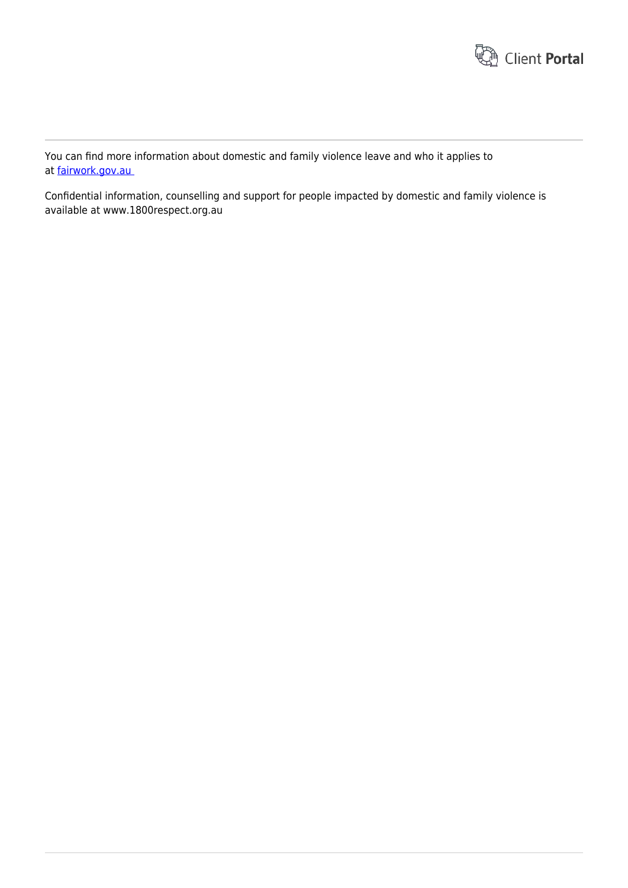You can find more information about domestic and family violence leave and who it applies to at [fairwork.gov.au](fairwork.gov.au)

Confidential information, counselling and support for people impacted by domestic and family violence is available at www.1800respect.org.au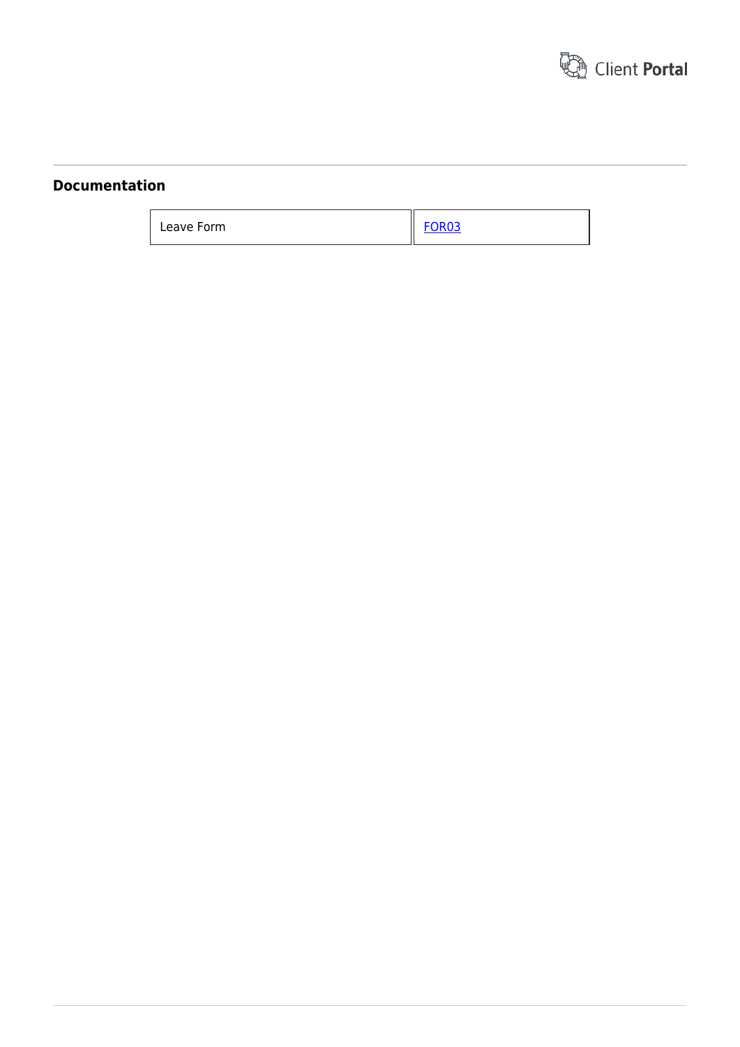## Documentation

| | |
|---|---|
| Leave Form | FOR03 |